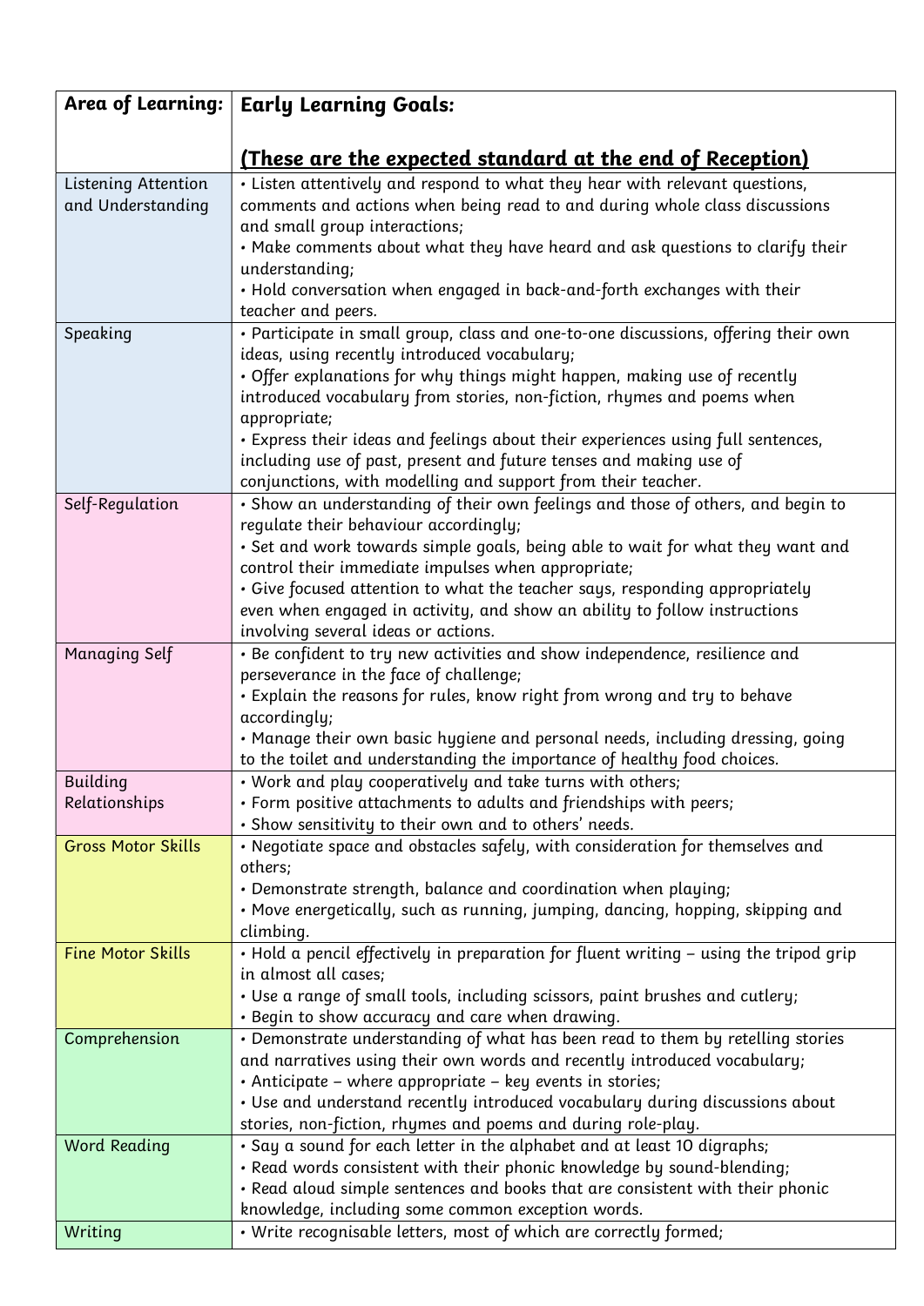| Area of Learning: | Early Learning Goals:<br><br>**(These are the expected standard at the end of Reception)** |
|---|---|
| Listening Attention and Understanding | • Listen attentively and respond to what they hear with relevant questions, comments and actions when being read to and during whole class discussions and small group interactions;<br>• Make comments about what they have heard and ask questions to clarify their understanding;<br>• Hold conversation when engaged in back-and-forth exchanges with their teacher and peers. |
| Speaking | • Participate in small group, class and one-to-one discussions, offering their own ideas, using recently introduced vocabulary;<br>• Offer explanations for why things might happen, making use of recently introduced vocabulary from stories, non-fiction, rhymes and poems when appropriate;<br>• Express their ideas and feelings about their experiences using full sentences, including use of past, present and future tenses and making use of conjunctions, with modelling and support from their teacher. |
| Self-Regulation | • Show an understanding of their own feelings and those of others, and begin to regulate their behaviour accordingly;<br>• Set and work towards simple goals, being able to wait for what they want and control their immediate impulses when appropriate;<br>• Give focused attention to what the teacher says, responding appropriately even when engaged in activity, and show an ability to follow instructions involving several ideas or actions. |
| Managing Self | • Be confident to try new activities and show independence, resilience and perseverance in the face of challenge;<br>• Explain the reasons for rules, know right from wrong and try to behave accordingly;<br>• Manage their own basic hygiene and personal needs, including dressing, going to the toilet and understanding the importance of healthy food choices. |
| Building Relationships | • Work and play cooperatively and take turns with others;<br>• Form positive attachments to adults and friendships with peers;<br>• Show sensitivity to their own and to others' needs. |
| Gross Motor Skills | • Negotiate space and obstacles safely, with consideration for themselves and others;<br>• Demonstrate strength, balance and coordination when playing;<br>• Move energetically, such as running, jumping, dancing, hopping, skipping and climbing. |
| Fine Motor Skills | • Hold a pencil effectively in preparation for fluent writing – using the tripod grip in almost all cases;<br>• Use a range of small tools, including scissors, paint brushes and cutlery;<br>• Begin to show accuracy and care when drawing. |
| Comprehension | • Demonstrate understanding of what has been read to them by retelling stories and narratives using their own words and recently introduced vocabulary;<br>• Anticipate – where appropriate – key events in stories;<br>• Use and understand recently introduced vocabulary during discussions about stories, non-fiction, rhymes and poems and during role-play. |
| Word Reading | • Say a sound for each letter in the alphabet and at least 10 digraphs;<br>• Read words consistent with their phonic knowledge by sound-blending;<br>• Read aloud simple sentences and books that are consistent with their phonic knowledge, including some common exception words. |
| Writing | • Write recognisable letters, most of which are correctly formed; |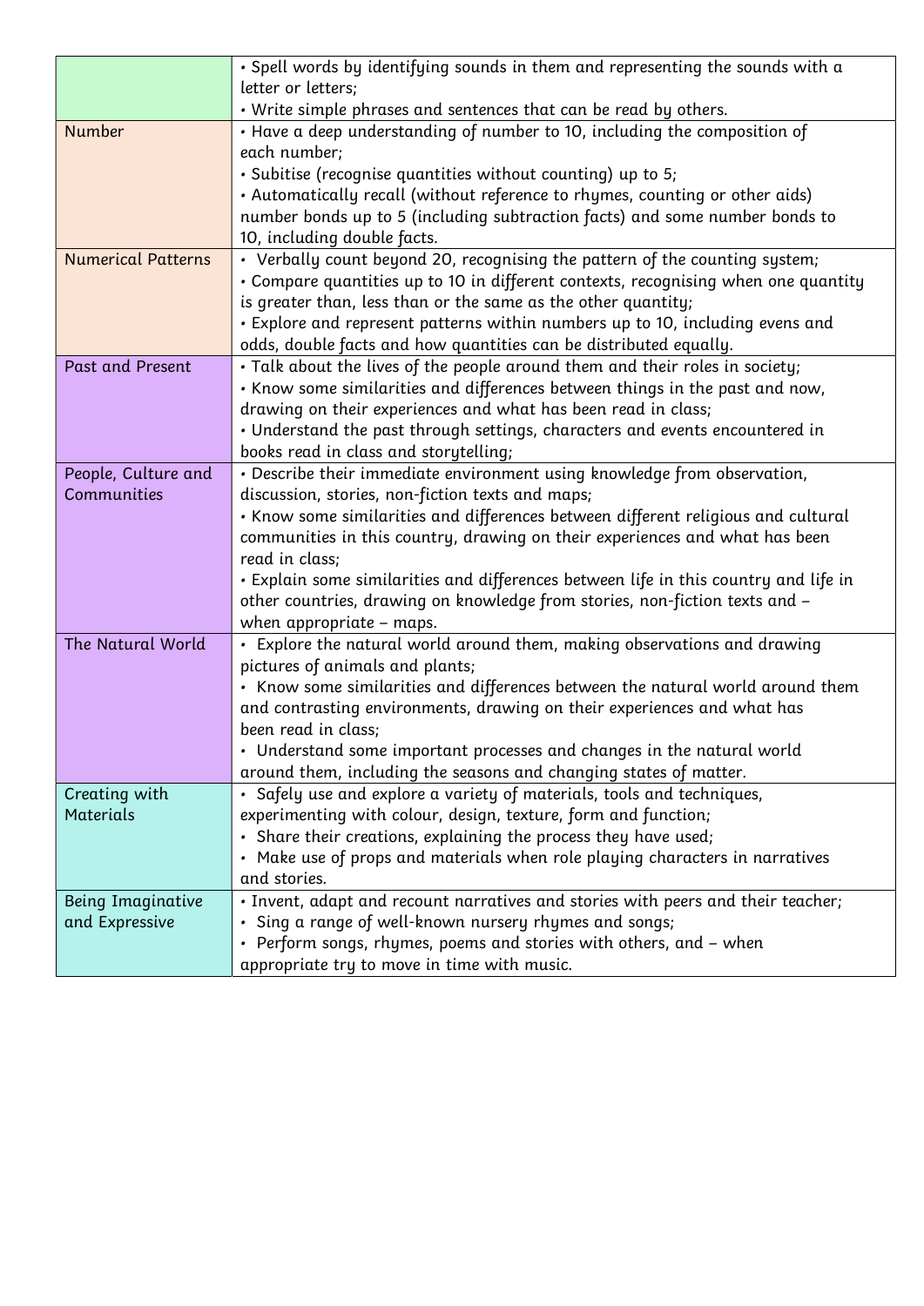| | |
|---|---|
| | • Spell words by identifying sounds in them and representing the sounds with a letter or letters;<br>• Write simple phrases and sentences that can be read by others. |
| Number | • Have a deep understanding of number to 10, including the composition of each number;<br>• Subitise (recognise quantities without counting) up to 5;<br>• Automatically recall (without reference to rhymes, counting or other aids) number bonds up to 5 (including subtraction facts) and some number bonds to 10, including double facts. |
| Numerical Patterns | • Verbally count beyond 20, recognising the pattern of the counting system;<br>• Compare quantities up to 10 in different contexts, recognising when one quantity is greater than, less than or the same as the other quantity;<br>• Explore and represent patterns within numbers up to 10, including evens and odds, double facts and how quantities can be distributed equally. |
| Past and Present | • Talk about the lives of the people around them and their roles in society;<br>• Know some similarities and differences between things in the past and now, drawing on their experiences and what has been read in class;<br>• Understand the past through settings, characters and events encountered in books read in class and storytelling; |
| People, Culture and Communities | • Describe their immediate environment using knowledge from observation, discussion, stories, non-fiction texts and maps;<br>• Know some similarities and differences between different religious and cultural communities in this country, drawing on their experiences and what has been read in class;<br>• Explain some similarities and differences between life in this country and life in other countries, drawing on knowledge from stories, non-fiction texts and – when appropriate – maps. |
| The Natural World | • Explore the natural world around them, making observations and drawing pictures of animals and plants;<br>• Know some similarities and differences between the natural world around them and contrasting environments, drawing on their experiences and what has been read in class;<br>• Understand some important processes and changes in the natural world around them, including the seasons and changing states of matter. |
| Creating with Materials | • Safely use and explore a variety of materials, tools and techniques, experimenting with colour, design, texture, form and function;<br>• Share their creations, explaining the process they have used;<br>• Make use of props and materials when role playing characters in narratives and stories. |
| Being Imaginative and Expressive | • Invent, adapt and recount narratives and stories with peers and their teacher;<br>• Sing a range of well-known nursery rhymes and songs;<br>• Perform songs, rhymes, poems and stories with others, and – when appropriate try to move in time with music. |